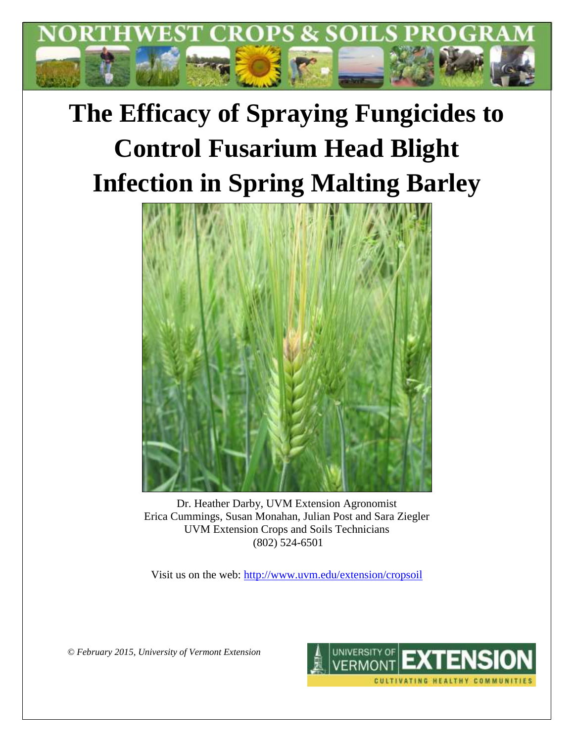NORTHWEST CROPS & SOILS PROGRAM

# The Efficacy of Spraying Fungicides to Control Fusarium Head Blight Infection in Spring Malting Barley

Dr. Heather Darby, UVM Extension Agronomist
Erica Cummings, Susan Monahan, Julian Post and Sara Ziegler
UVM Extension Crops and Soils Technicians
(802) 524-6501

Visit us on the web: http://www.uvm.edu/extension/cropsoil

*© February 2015, University of Vermont Extension*

UNIVERSITY OF VERMONT EXTENSION
CULTIVATING HEALTHY COMMUNITIES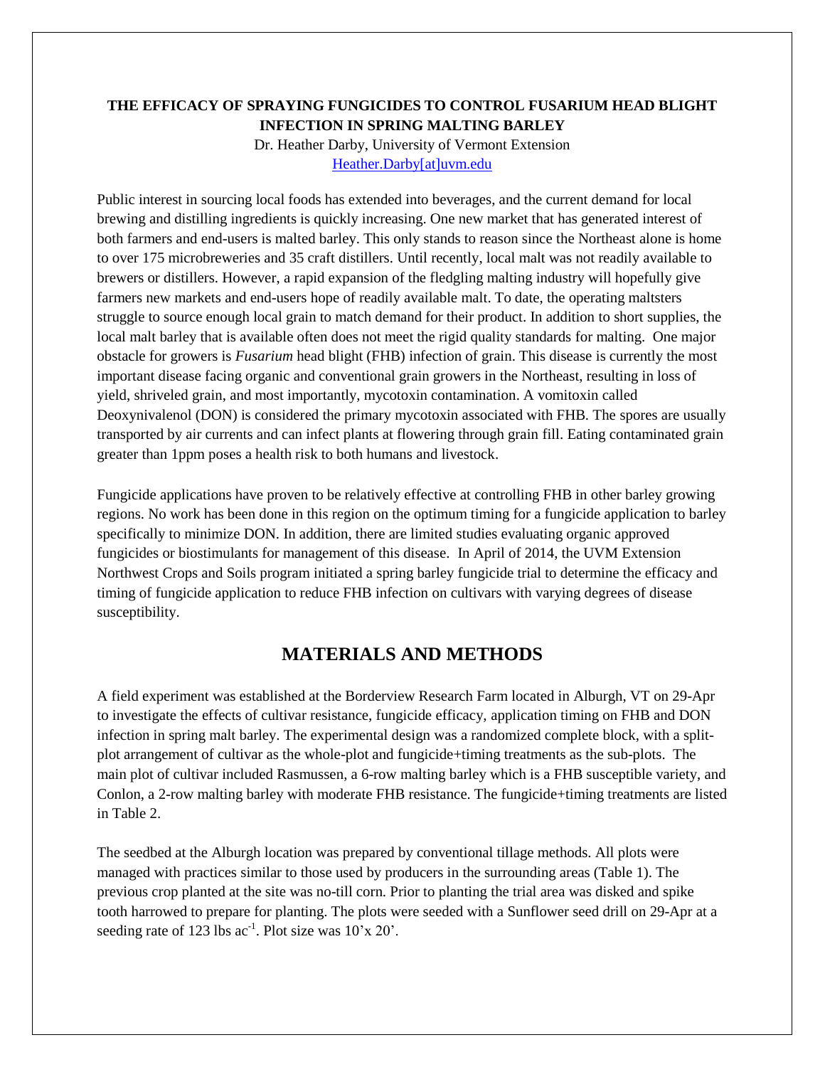**THE EFFICACY OF SPRAYING FUNGICIDES TO CONTROL FUSARIUM HEAD BLIGHT INFECTION IN SPRING MALTING BARLEY**

Dr. Heather Darby, University of Vermont Extension
Heather.Darby[at]uvm.edu

Public interest in sourcing local foods has extended into beverages, and the current demand for local brewing and distilling ingredients is quickly increasing. One new market that has generated interest of both farmers and end-users is malted barley. This only stands to reason since the Northeast alone is home to over 175 microbreweries and 35 craft distillers. Until recently, local malt was not readily available to brewers or distillers. However, a rapid expansion of the fledgling malting industry will hopefully give farmers new markets and end-users hope of readily available malt. To date, the operating maltsters struggle to source enough local grain to match demand for their product. In addition to short supplies, the local malt barley that is available often does not meet the rigid quality standards for malting. One major obstacle for growers is *Fusarium* head blight (FHB) infection of grain. This disease is currently the most important disease facing organic and conventional grain growers in the Northeast, resulting in loss of yield, shriveled grain, and most importantly, mycotoxin contamination. A vomitoxin called Deoxynivalenol (DON) is considered the primary mycotoxin associated with FHB. The spores are usually transported by air currents and can infect plants at flowering through grain fill. Eating contaminated grain greater than 1ppm poses a health risk to both humans and livestock.

Fungicide applications have proven to be relatively effective at controlling FHB in other barley growing regions. No work has been done in this region on the optimum timing for a fungicide application to barley specifically to minimize DON. In addition, there are limited studies evaluating organic approved fungicides or biostimulants for management of this disease. In April of 2014, the UVM Extension Northwest Crops and Soils program initiated a spring barley fungicide trial to determine the efficacy and timing of fungicide application to reduce FHB infection on cultivars with varying degrees of disease susceptibility.

## MATERIALS AND METHODS

A field experiment was established at the Borderview Research Farm located in Alburgh, VT on 29-Apr to investigate the effects of cultivar resistance, fungicide efficacy, application timing on FHB and DON infection in spring malt barley. The experimental design was a randomized complete block, with a split-plot arrangement of cultivar as the whole-plot and fungicide+timing treatments as the sub-plots. The main plot of cultivar included Rasmussen, a 6-row malting barley which is a FHB susceptible variety, and Conlon, a 2-row malting barley with moderate FHB resistance. The fungicide+timing treatments are listed in Table 2.

The seedbed at the Alburgh location was prepared by conventional tillage methods. All plots were managed with practices similar to those used by producers in the surrounding areas (Table 1). The previous crop planted at the site was no-till corn. Prior to planting the trial area was disked and spike tooth harrowed to prepare for planting. The plots were seeded with a Sunflower seed drill on 29-Apr at a seeding rate of 123 lbs $ac^{-1}$. Plot size was 10'x 20'.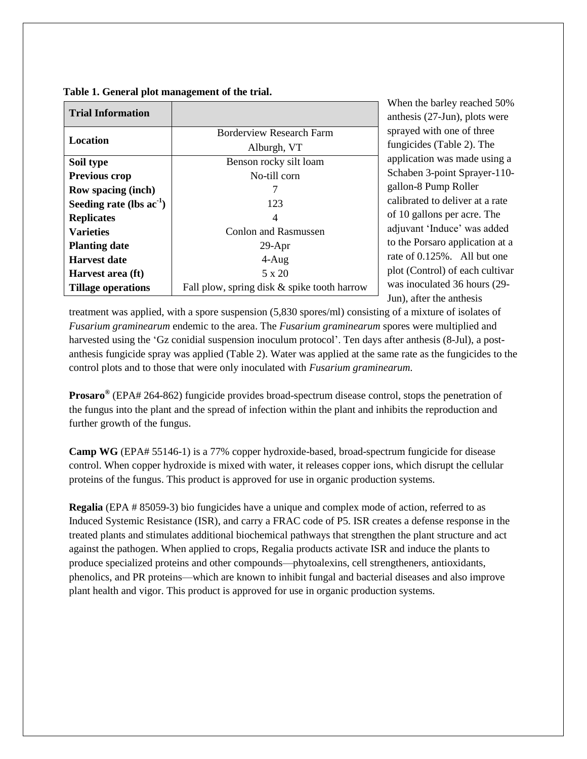**Table 1. General plot management of the trial.**

| Trial Information | |
|---|---|
| **Location** | Borderview Research Farm<br>Alburgh, VT |
| **Soil type** | Benson rocky silt loam |
| **Previous crop** | No-till corn |
| **Row spacing (inch)** | 7 |
| **Seeding rate (lbs ac$^{-1}$)** | 123 |
| **Replicates** | 4 |
| **Varieties** | Conlon and Rasmussen |
| **Planting date** | 29-Apr |
| **Harvest date** | 4-Aug |
| **Harvest area (ft)** | 5 x 20 |
| **Tillage operations** | Fall plow, spring disk & spike tooth harrow |

When the barley reached 50% anthesis (27-Jun), plots were sprayed with one of three fungicides (Table 2). The application was made using a Schaben 3-point Sprayer-110-gallon-8 Pump Roller calibrated to deliver at a rate of 10 gallons per acre. The adjuvant 'Induce' was added to the Porsaro application at a rate of 0.125%. All but one plot (Control) of each cultivar was inoculated 36 hours (29-Jun), after the anthesis treatment was applied, with a spore suspension (5,830 spores/ml) consisting of a mixture of isolates of *Fusarium graminearum* endemic to the area. The *Fusarium graminearum* spores were multiplied and harvested using the 'Gz conidial suspension inoculum protocol'. Ten days after anthesis (8-Jul), a post-anthesis fungicide spray was applied (Table 2). Water was applied at the same rate as the fungicides to the control plots and to those that were only inoculated with *Fusarium graminearum.*

**Prosaro®** (EPA# 264-862) fungicide provides broad-spectrum disease control, stops the penetration of the fungus into the plant and the spread of infection within the plant and inhibits the reproduction and further growth of the fungus.

**Camp WG** (EPA# 55146-1) is a 77% copper hydroxide-based, broad-spectrum fungicide for disease control. When copper hydroxide is mixed with water, it releases copper ions, which disrupt the cellular proteins of the fungus. This product is approved for use in organic production systems.

**Regalia** (EPA # 85059-3) bio fungicides have a unique and complex mode of action, referred to as Induced Systemic Resistance (ISR), and carry a FRAC code of P5. ISR creates a defense response in the treated plants and stimulates additional biochemical pathways that strengthen the plant structure and act against the pathogen. When applied to crops, Regalia products activate ISR and induce the plants to produce specialized proteins and other compounds—phytoalexins, cell strengtheners, antioxidants, phenolics, and PR proteins—which are known to inhibit fungal and bacterial diseases and also improve plant health and vigor. This product is approved for use in organic production systems.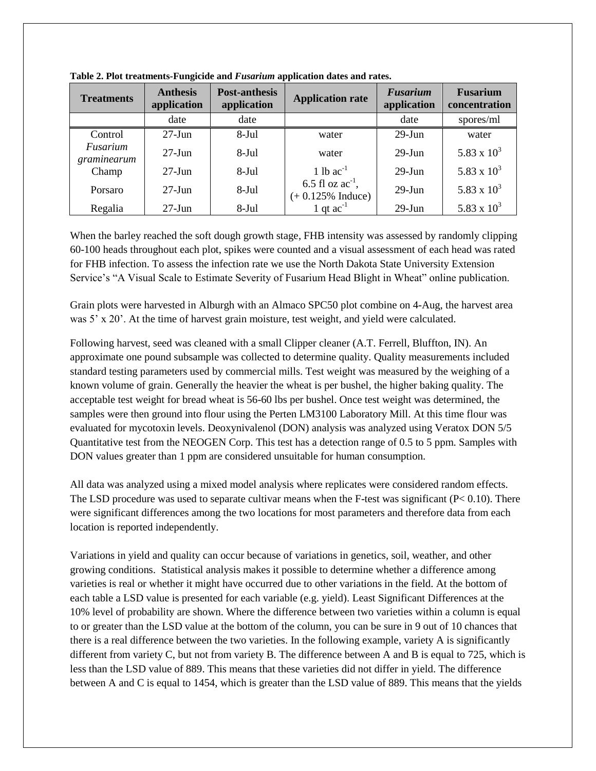**Table 2. Plot treatments-Fungicide and *Fusarium* application dates and rates.**

| Treatments | Anthesis application | Post-anthesis application | Application rate | *Fusarium* application | Fusarium concentration |
|---|---|---|---|---|---|
| | date | date | | date | spores/ml |
| Control | 27-Jun | 8-Jul | water | 29-Jun | water |
| *Fusarium graminearum* | 27-Jun | 8-Jul | water | 29-Jun | 5.83 x $10^3$ |
| Champ | 27-Jun | 8-Jul | 1 lb $ac^{-1}$ | 29-Jun | 5.83 x $10^3$ |
| Porsaro | 27-Jun | 8-Jul | 6.5 fl oz $ac^{-1}$, (+ 0.125% Induce) | 29-Jun | 5.83 x $10^3$ |
| Regalia | 27-Jun | 8-Jul | 1 qt $ac^{-1}$ | 29-Jun | 5.83 x $10^3$ |

When the barley reached the soft dough growth stage, FHB intensity was assessed by randomly clipping 60-100 heads throughout each plot, spikes were counted and a visual assessment of each head was rated for FHB infection. To assess the infection rate we use the North Dakota State University Extension Service's "A Visual Scale to Estimate Severity of Fusarium Head Blight in Wheat" online publication.

Grain plots were harvested in Alburgh with an Almaco SPC50 plot combine on 4-Aug, the harvest area was 5' x 20'. At the time of harvest grain moisture, test weight, and yield were calculated.

Following harvest, seed was cleaned with a small Clipper cleaner (A.T. Ferrell, Bluffton, IN). An approximate one pound subsample was collected to determine quality. Quality measurements included standard testing parameters used by commercial mills. Test weight was measured by the weighing of a known volume of grain. Generally the heavier the wheat is per bushel, the higher baking quality. The acceptable test weight for bread wheat is 56-60 lbs per bushel. Once test weight was determined, the samples were then ground into flour using the Perten LM3100 Laboratory Mill. At this time flour was evaluated for mycotoxin levels. Deoxynivalenol (DON) analysis was analyzed using Veratox DON 5/5 Quantitative test from the NEOGEN Corp. This test has a detection range of 0.5 to 5 ppm. Samples with DON values greater than 1 ppm are considered unsuitable for human consumption.

All data was analyzed using a mixed model analysis where replicates were considered random effects. The LSD procedure was used to separate cultivar means when the F-test was significant ($P< 0.10$). There were significant differences among the two locations for most parameters and therefore data from each location is reported independently.

Variations in yield and quality can occur because of variations in genetics, soil, weather, and other growing conditions. Statistical analysis makes it possible to determine whether a difference among varieties is real or whether it might have occurred due to other variations in the field. At the bottom of each table a LSD value is presented for each variable (e.g. yield). Least Significant Differences at the 10% level of probability are shown. Where the difference between two varieties within a column is equal to or greater than the LSD value at the bottom of the column, you can be sure in 9 out of 10 chances that there is a real difference between the two varieties. In the following example, variety A is significantly different from variety C, but not from variety B. The difference between A and B is equal to 725, which is less than the LSD value of 889. This means that these varieties did not differ in yield. The difference between A and C is equal to 1454, which is greater than the LSD value of 889. This means that the yields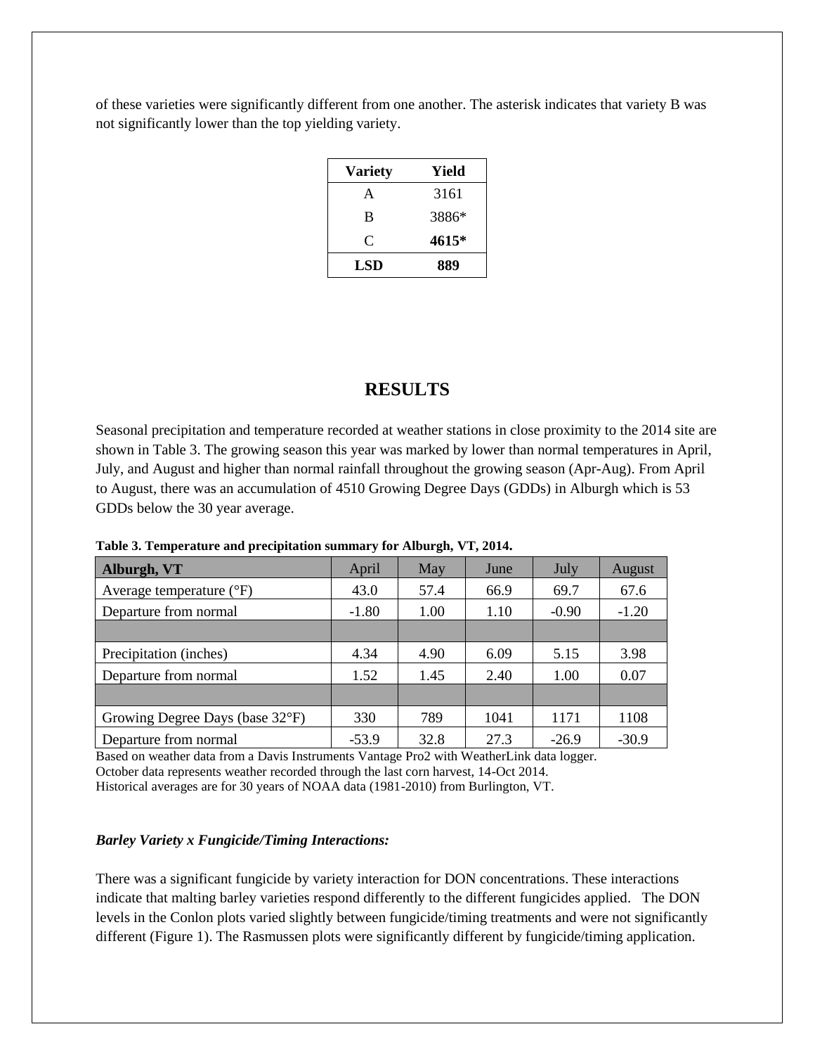of these varieties were significantly different from one another. The asterisk indicates that variety B was not significantly lower than the top yielding variety.

| Variety | Yield |
|---|---|
| A | 3161 |
| B | 3886* |
| C | **4615*** |
| **LSD** | **889** |

# RESULTS

Seasonal precipitation and temperature recorded at weather stations in close proximity to the 2014 site are shown in Table 3. The growing season this year was marked by lower than normal temperatures in April, July, and August and higher than normal rainfall throughout the growing season (Apr-Aug). From April to August, there was an accumulation of 4510 Growing Degree Days (GDDs) in Alburgh which is 53 GDDs below the 30 year average.

**Table 3. Temperature and precipitation summary for Alburgh, VT, 2014.**

| **Alburgh, VT** | April | May | June | July | August |
|---|---|---|---|---|---|
| Average temperature (°F) | 43.0 | 57.4 | 66.9 | 69.7 | 67.6 |
| Departure from normal | -1.80 | 1.00 | 1.10 | -0.90 | -1.20 |
| | | | | | |
| Precipitation (inches) | 4.34 | 4.90 | 6.09 | 5.15 | 3.98 |
| Departure from normal | 1.52 | 1.45 | 2.40 | 1.00 | 0.07 |
| | | | | | |
| Growing Degree Days (base 32°F) | 330 | 789 | 1041 | 1171 | 1108 |
| Departure from normal | -53.9 | 32.8 | 27.3 | -26.9 | -30.9 |

Based on weather data from a Davis Instruments Vantage Pro2 with WeatherLink data logger.
October data represents weather recorded through the last corn harvest, 14-Oct 2014.
Historical averages are for 30 years of NOAA data (1981-2010) from Burlington, VT.

***Barley Variety x Fungicide/Timing Interactions:***

There was a significant fungicide by variety interaction for DON concentrations. These interactions indicate that malting barley varieties respond differently to the different fungicides applied. The DON levels in the Conlon plots varied slightly between fungicide/timing treatments and were not significantly different (Figure 1). The Rasmussen plots were significantly different by fungicide/timing application.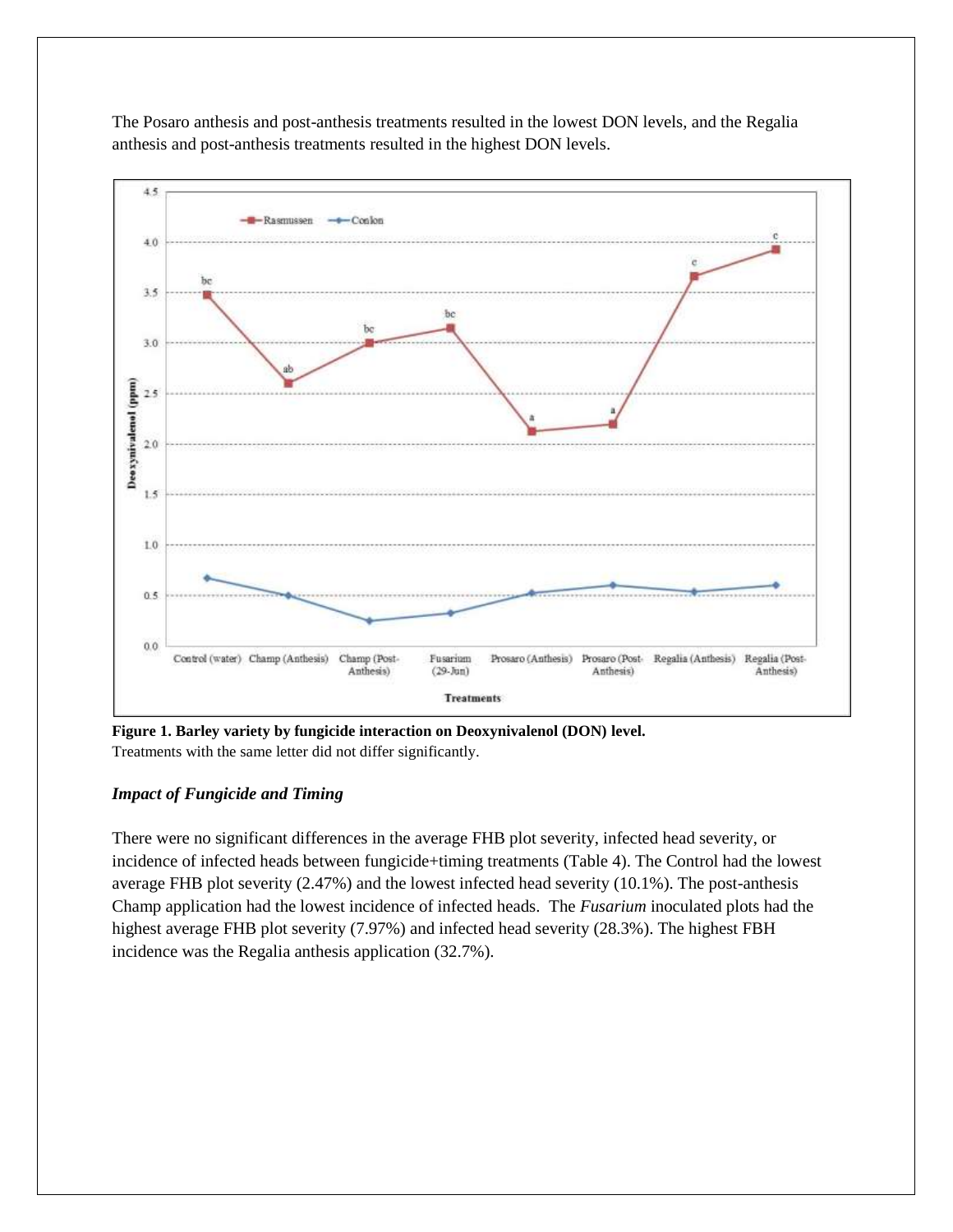The Posaro anthesis and post-anthesis treatments resulted in the lowest DON levels, and the Regalia anthesis and post-anthesis treatments resulted in the highest DON levels.

**Figure 1. Barley variety by fungicide interaction on Deoxynivalenol (DON) level.**
Treatments with the same letter did not differ significantly.

### *Impact of Fungicide and Timing*

There were no significant differences in the average FHB plot severity, infected head severity, or incidence of infected heads between fungicide+timing treatments (Table 4). The Control had the lowest average FHB plot severity (2.47%) and the lowest infected head severity (10.1%). The post-anthesis Champ application had the lowest incidence of infected heads. The *Fusarium* inoculated plots had the highest average FHB plot severity (7.97%) and infected head severity (28.3%). The highest FBH incidence was the Regalia anthesis application (32.7%).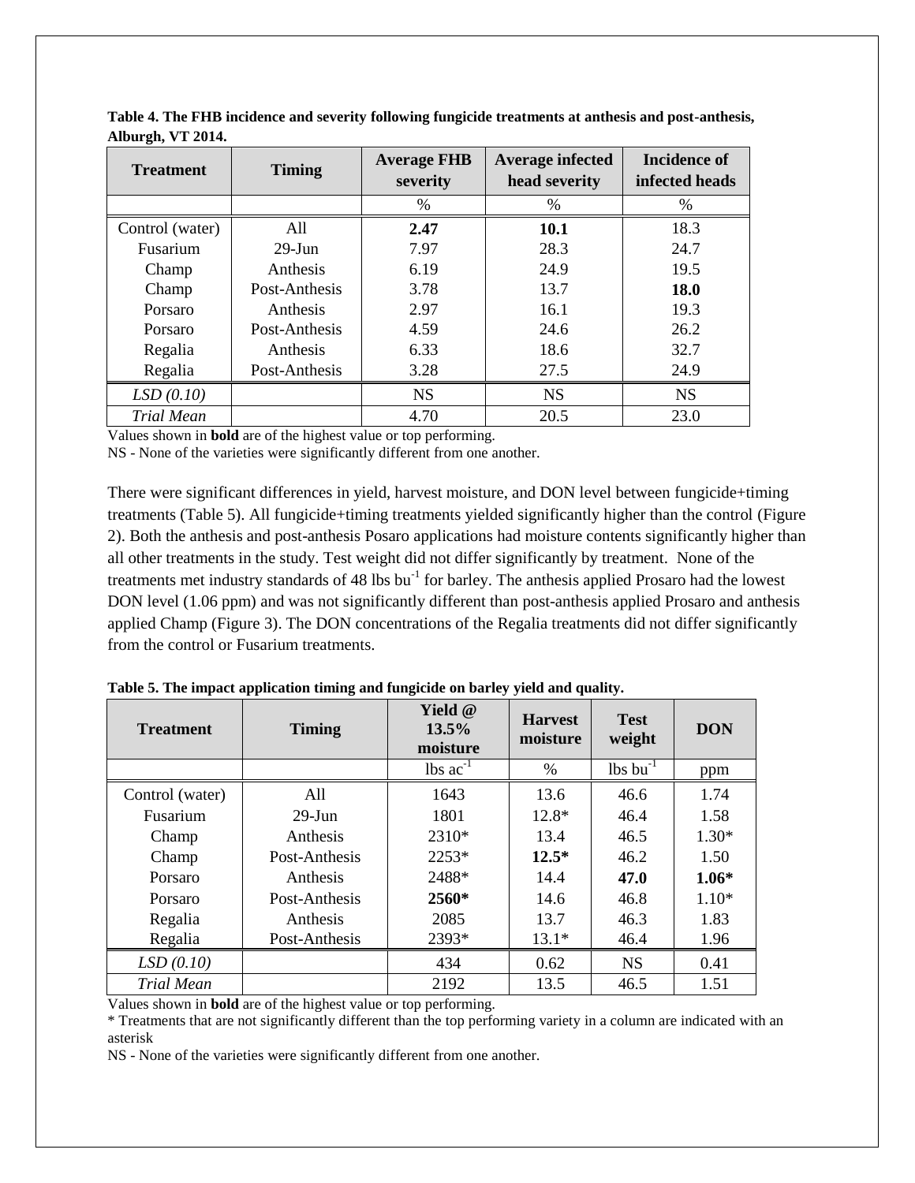**Table 4. The FHB incidence and severity following fungicide treatments at anthesis and post-anthesis, Alburgh, VT 2014.**

| Treatment | Timing | Average FHB severity | Average infected head severity | Incidence of infected heads |
|---|---|---|---|---|
| | | % | % | % |
| Control (water) | All | **2.47** | **10.1** | 18.3 |
| Fusarium | 29-Jun | 7.97 | 28.3 | 24.7 |
| Champ | Anthesis | 6.19 | 24.9 | 19.5 |
| Champ | Post-Anthesis | 3.78 | 13.7 | **18.0** |
| Porsaro | Anthesis | 2.97 | 16.1 | 19.3 |
| Porsaro | Post-Anthesis | 4.59 | 24.6 | 26.2 |
| Regalia | Anthesis | 6.33 | 18.6 | 32.7 |
| Regalia | Post-Anthesis | 3.28 | 27.5 | 24.9 |
| *LSD (0.10)* | | NS | NS | NS |
| *Trial Mean* | | 4.70 | 20.5 | 23.0 |

Values shown in **bold** are of the highest value or top performing.

NS - None of the varieties were significantly different from one another.

There were significant differences in yield, harvest moisture, and DON level between fungicide+timing treatments (Table 5). All fungicide+timing treatments yielded significantly higher than the control (Figure 2). Both the anthesis and post-anthesis Posaro applications had moisture contents significantly higher than all other treatments in the study. Test weight did not differ significantly by treatment. None of the treatments met industry standards of 48 lbs bu$^{-1}$ for barley. The anthesis applied Prosaro had the lowest DON level (1.06 ppm) and was not significantly different than post-anthesis applied Prosaro and anthesis applied Champ (Figure 3). The DON concentrations of the Regalia treatments did not differ significantly from the control or Fusarium treatments.

**Table 5. The impact application timing and fungicide on barley yield and quality.**

| Treatment | Timing | Yield @ 13.5% moisture | Harvest moisture | Test weight | DON |
|---|---|---|---|---|---|
| | | lbs ac$^{-1}$ | % | lbs bu$^{-1}$ | ppm |
| Control (water) | All | 1643 | 13.6 | 46.6 | 1.74 |
| Fusarium | 29-Jun | 1801 | 12.8* | 46.4 | 1.58 |
| Champ | Anthesis | 2310* | 13.4 | 46.5 | 1.30* |
| Champ | Post-Anthesis | 2253* | **12.5*** | 46.2 | 1.50 |
| Porsaro | Anthesis | 2488* | 14.4 | **47.0** | **1.06*** |
| Porsaro | Post-Anthesis | **2560*** | 14.6 | 46.8 | 1.10* |
| Regalia | Anthesis | 2085 | 13.7 | 46.3 | 1.83 |
| Regalia | Post-Anthesis | 2393* | 13.1* | 46.4 | 1.96 |
| *LSD (0.10)* | | 434 | 0.62 | NS | 0.41 |
| *Trial Mean* | | 2192 | 13.5 | 46.5 | 1.51 |

Values shown in **bold** are of the highest value or top performing.

* Treatments that are not significantly different than the top performing variety in a column are indicated with an asterisk

NS - None of the varieties were significantly different from one another.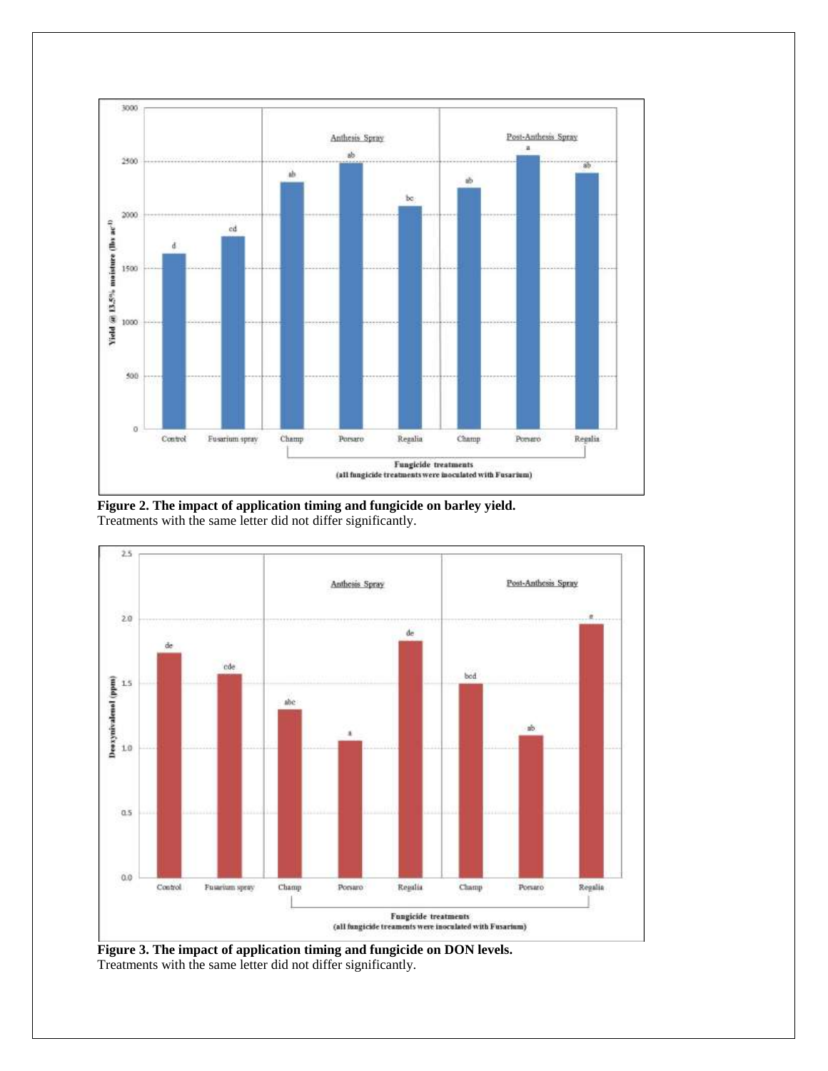3000

2500

2000

1500

1000

500

0

Yield @ 13.5% moisture (lbs ac$^{-1}$)

Anthesis Spray

Post-Anthesis Spray

d

cd

ab

ab

bc

ab

a

ab

Control

Fusarium spray

Champ

Porsaro

Regalia

Champ

Porsaro

Regalia

Fungicide treatments
(all fungicide treatments were inoculated with Fusarium)

**Figure 2. The impact of application timing and fungicide on barley yield.**
Treatments with the same letter did not differ significantly.

2.5

2.0

1.5

1.0

0.5

0.0

Deoxynivalenol (ppm)

Anthesis Spray

Post-Anthesis Spray

de

cde

abc

a

de

bcd

ab

e

Control

Fusarium spray

Champ

Porsaro

Regalia

Champ

Porsaro

Regalia

Fungicide treatments
(all fungicide treaments were inoculated with Fusarium)

**Figure 3. The impact of application timing and fungicide on DON levels.**
Treatments with the same letter did not differ significantly.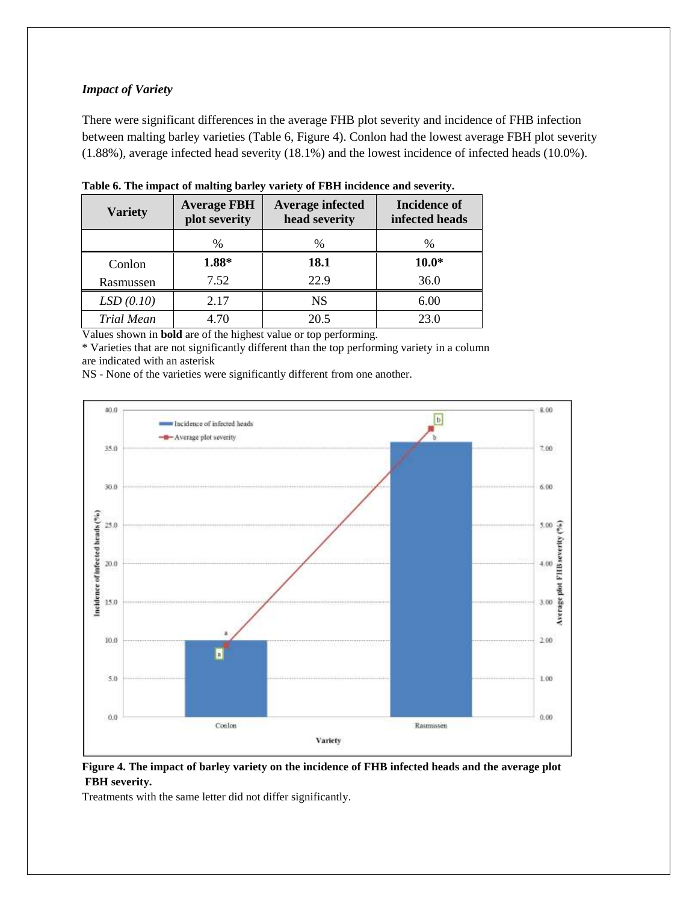### *Impact of Variety*

There were significant differences in the average FHB plot severity and incidence of FHB infection between malting barley varieties (Table 6, Figure 4). Conlon had the lowest average FBH plot severity (1.88%), average infected head severity (18.1%) and the lowest incidence of infected heads (10.0%).

**Table 6. The impact of malting barley variety of FBH incidence and severity.**

| Variety | Average FBH plot severity | Average infected head severity | Incidence of infected heads |
|---|---|---|---|
| | % | % | % |
| Conlon | **1.88*** | **18.1** | **10.0*** |
| Rasmussen | 7.52 | 22.9 | 36.0 |
| *LSD (0.10)* | 2.17 | NS | 6.00 |
| *Trial Mean* | 4.70 | 20.5 | 23.0 |

Values shown in **bold** are of the highest value or top performing.
* Varieties that are not significantly different than the top performing variety in a column are indicated with an asterisk
NS - None of the varieties were significantly different from one another.

Incidence of infected heads
Average plot severity
40.0
35.0
30.0
25.0
20.0
15.0
10.0
5.0
0.0
Incidence of infected heads (%)
8.00
7.00
6.00
5.00
4.00
3.00
2.00
1.00
0.00
Average plot FHB severity (%)
a
a
b
b
Conlon
Rasmussen
Variety

**Figure 4. The impact of barley variety on the incidence of FHB infected heads and the average plot FBH severity.**
Treatments with the same letter did not differ significantly.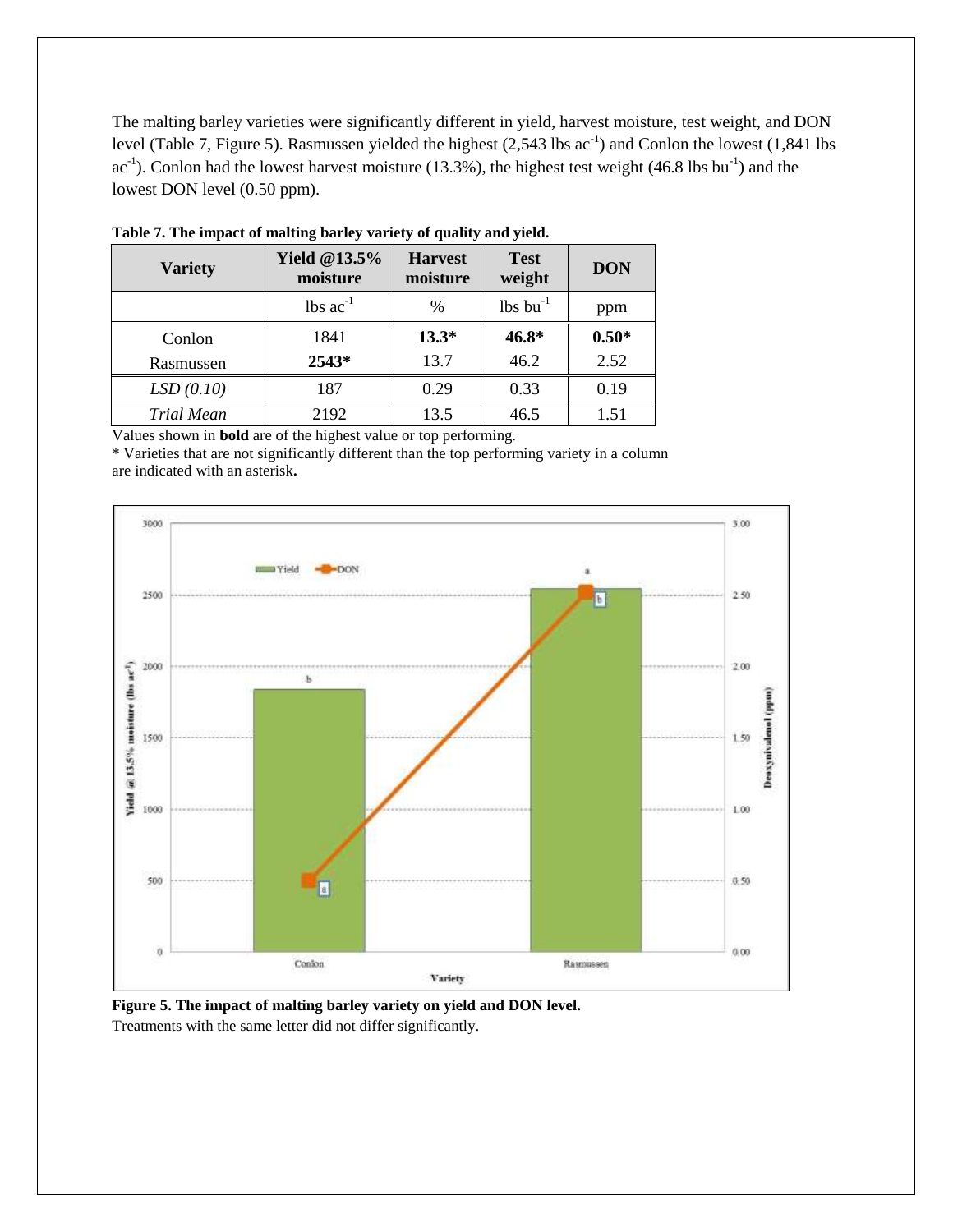The malting barley varieties were significantly different in yield, harvest moisture, test weight, and DON level (Table 7, Figure 5). Rasmussen yielded the highest (2,543 lbs $ac^{-1}$) and Conlon the lowest (1,841 lbs $ac^{-1}$). Conlon had the lowest harvest moisture (13.3%), the highest test weight (46.8 lbs $bu^{-1}$) and the lowest DON level (0.50 ppm).

**Table 7. The impact of malting barley variety of quality and yield.**

| Variety | Yield @13.5% moisture | Harvest moisture | Test weight | DON |
|---|---|---|---|---|
| | lbs $ac^{-1}$ | % | lbs $bu^{-1}$ | ppm |
| Conlon | 1841 | **13.3*** | **46.8*** | **0.50*** |
| Rasmussen | **2543*** | 13.7 | 46.2 | 2.52 |
| *LSD (0.10)* | 187 | 0.29 | 0.33 | 0.19 |
| *Trial Mean* | 2192 | 13.5 | 46.5 | 1.51 |

Values shown in **bold** are of the highest value or top performing.
* Varieties that are not significantly different than the top performing variety in a column are indicated with an asterisk**.**

Yield
DON
3000
2500
2000
1500
1000
500
0
3.00
2.50
2.00
1.50
1.00
0.50
0.00
Yield @ 13.5% moisture (lbs ac-1)
Deoxynivalenol (ppm)
b
a
a
b
Conlon
Rasmussen
Variety

**Figure 5. The impact of malting barley variety on yield and DON level.**
Treatments with the same letter did not differ significantly.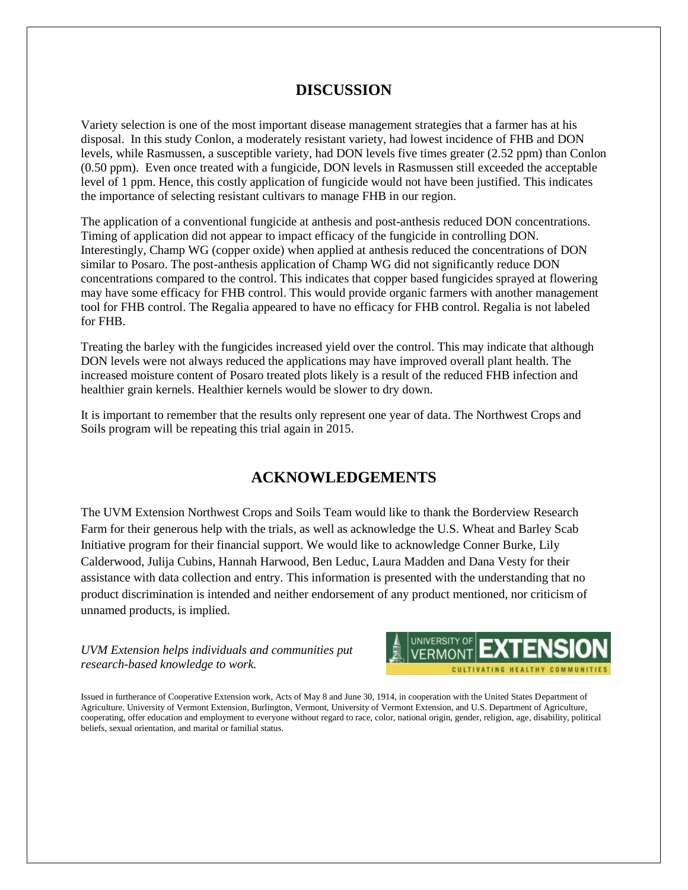## DISCUSSION

Variety selection is one of the most important disease management strategies that a farmer has at his disposal. In this study Conlon, a moderately resistant variety, had lowest incidence of FHB and DON levels, while Rasmussen, a susceptible variety, had DON levels five times greater (2.52 ppm) than Conlon (0.50 ppm). Even once treated with a fungicide, DON levels in Rasmussen still exceeded the acceptable level of 1 ppm. Hence, this costly application of fungicide would not have been justified. This indicates the importance of selecting resistant cultivars to manage FHB in our region.

The application of a conventional fungicide at anthesis and post-anthesis reduced DON concentrations. Timing of application did not appear to impact efficacy of the fungicide in controlling DON. Interestingly, Champ WG (copper oxide) when applied at anthesis reduced the concentrations of DON similar to Posaro. The post-anthesis application of Champ WG did not significantly reduce DON concentrations compared to the control. This indicates that copper based fungicides sprayed at flowering may have some efficacy for FHB control. This would provide organic farmers with another management tool for FHB control. The Regalia appeared to have no efficacy for FHB control. Regalia is not labeled for FHB.

Treating the barley with the fungicides increased yield over the control. This may indicate that although DON levels were not always reduced the applications may have improved overall plant health. The increased moisture content of Posaro treated plots likely is a result of the reduced FHB infection and healthier grain kernels. Healthier kernels would be slower to dry down.

It is important to remember that the results only represent one year of data. The Northwest Crops and Soils program will be repeating this trial again in 2015.

## ACKNOWLEDGEMENTS

The UVM Extension Northwest Crops and Soils Team would like to thank the Borderview Research Farm for their generous help with the trials, as well as acknowledge the U.S. Wheat and Barley Scab Initiative program for their financial support. We would like to acknowledge Conner Burke, Lily Calderwood, Julija Cubins, Hannah Harwood, Ben Leduc, Laura Madden and Dana Vesty for their assistance with data collection and entry. This information is presented with the understanding that no product discrimination is intended and neither endorsement of any product mentioned, nor criticism of unnamed products, is implied.

*UVM Extension helps individuals and communities put research-based knowledge to work.*

UNIVERSITY OF VERMONT EXTENSION
CULTIVATING HEALTHY COMMUNITIES

Issued in furtherance of Cooperative Extension work, Acts of May 8 and June 30, 1914, in cooperation with the United States Department of Agriculture. University of Vermont Extension, Burlington, Vermont, University of Vermont Extension, and U.S. Department of Agriculture, cooperating, offer education and employment to everyone without regard to race, color, national origin, gender, religion, age, disability, political beliefs, sexual orientation, and marital or familial status.